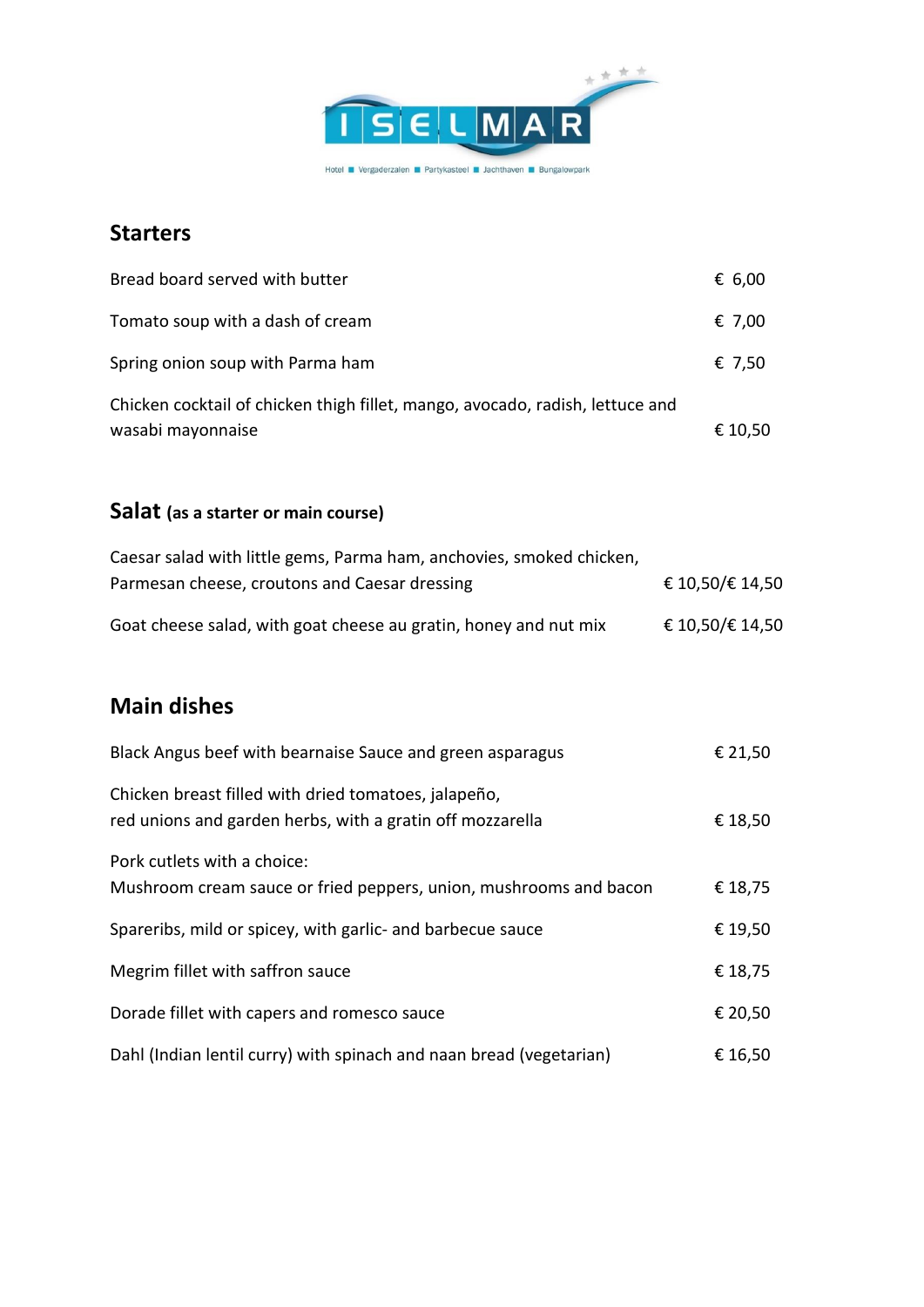ISELMAR

Hotel ■ Vergaderzalen ■ Partykasteel ■ Jachthaven ■ Bungalowpark

## Starters

| | |
|---|---|
| Bread board served with butter | € 6,00 |
| Tomato soup with a dash of cream | € 7,00 |
| Spring onion soup with Parma ham | € 7,50 |
| Chicken cocktail of chicken thigh fillet, mango, avocado, radish, lettuce and wasabi mayonnaise | € 10,50 |

## Salat (as a starter or main course)

| | |
|---|---|
| Caesar salad with little gems, Parma ham, anchovies, smoked chicken, Parmesan cheese, croutons and Caesar dressing | € 10,50/€ 14,50 |
| Goat cheese salad, with goat cheese au gratin, honey and nut mix | € 10,50/€ 14,50 |

## Main dishes

| | |
|---|---|
| Black Angus beef with bearnaise Sauce and green asparagus | € 21,50 |
| Chicken breast filled with dried tomatoes, jalapeño, red unions and garden herbs, with a gratin off mozzarella | € 18,50 |
| Pork cutlets with a choice: Mushroom cream sauce or fried peppers, union, mushrooms and bacon | € 18,75 |
| Spareribs, mild or spicey, with garlic- and barbecue sauce | € 19,50 |
| Megrim fillet with saffron sauce | € 18,75 |
| Dorade fillet with capers and romesco sauce | € 20,50 |
| Dahl (Indian lentil curry) with spinach and naan bread (vegetarian) | € 16,50 |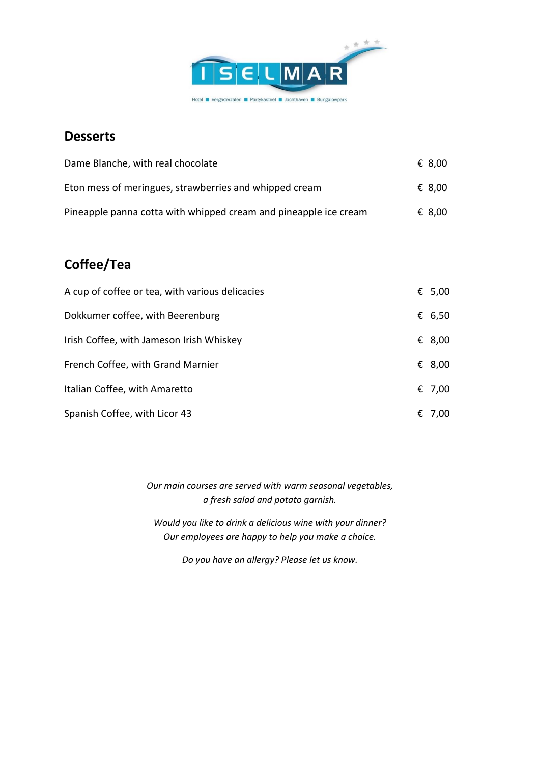## Desserts

| | |
|---|---|
| Dame Blanche, with real chocolate | € 8,00 |
| Eton mess of meringues, strawberries and whipped cream | € 8,00 |
| Pineapple panna cotta with whipped cream and pineapple ice cream | € 8,00 |

## Coffee/Tea

| | |
|---|---|
| A cup of coffee or tea, with various delicacies | € 5,00 |
| Dokkumer coffee, with Beerenburg | € 6,50 |
| Irish Coffee, with Jameson Irish Whiskey | € 8,00 |
| French Coffee, with Grand Marnier | € 8,00 |
| Italian Coffee, with Amaretto | € 7,00 |
| Spanish Coffee, with Licor 43 | € 7,00 |

*Our main courses are served with warm seasonal vegetables, a fresh salad and potato garnish.*

*Would you like to drink a delicious wine with your dinner? Our employees are happy to help you make a choice.*

*Do you have an allergy? Please let us know.*